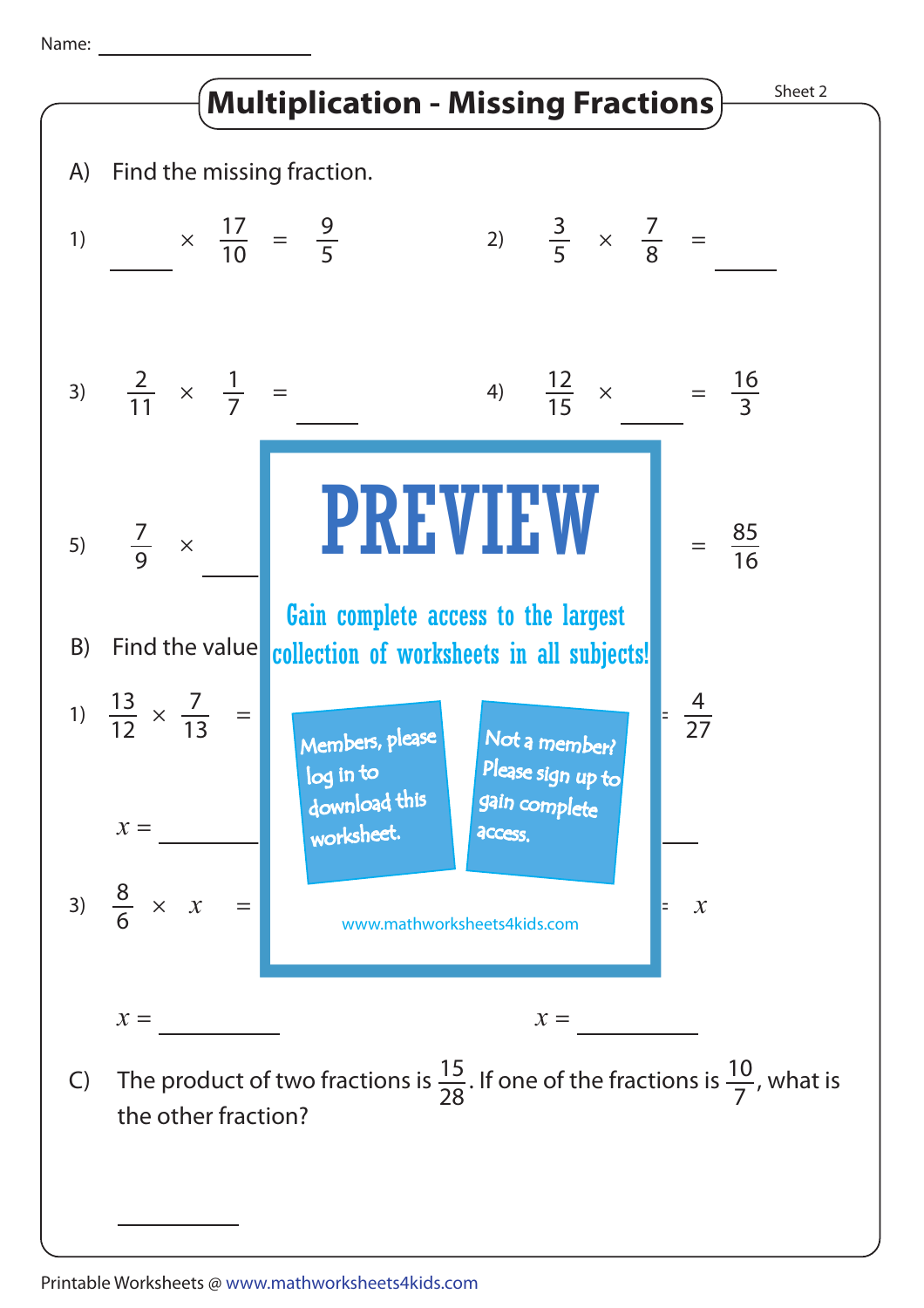Name: ____________________

# Multiplication - Missing Fractions

Sheet 2

A) Find the missing fraction.

1) $\underline{\quad\quad} \times \frac{17}{10} = \frac{9}{5}$

2) $\frac{3}{5} \times \frac{7}{8} = \underline{\quad\quad}$

3) $\frac{2}{11} \times \frac{1}{7} = \underline{\quad\quad}$

4) $\frac{12}{15} \times \underline{\quad\quad} = \frac{16}{3}$

5) $\frac{7}{9} \times \underline{\quad\quad}$ ... $= \frac{85}{16}$

PREVIEW

Gain complete access to the largest collection of worksheets in all subjects!

Members, please log in to download this worksheet.

Not a member? Please sign up to gain complete access.

www.mathworksheets4kids.com

B) Find the value ...

1) $\frac{13}{12} \times \frac{7}{13} =$ ... $\frac{4}{27}$

$x =$ ____________

3) $\frac{8}{6} \times x =$ ... $x$

$x =$ ____________ $x =$ ____________

C) The product of two fractions is $\frac{15}{28}$. If one of the fractions is $\frac{10}{7}$, what is the other fraction?

____________

Printable Worksheets @ www.mathworksheets4kids.com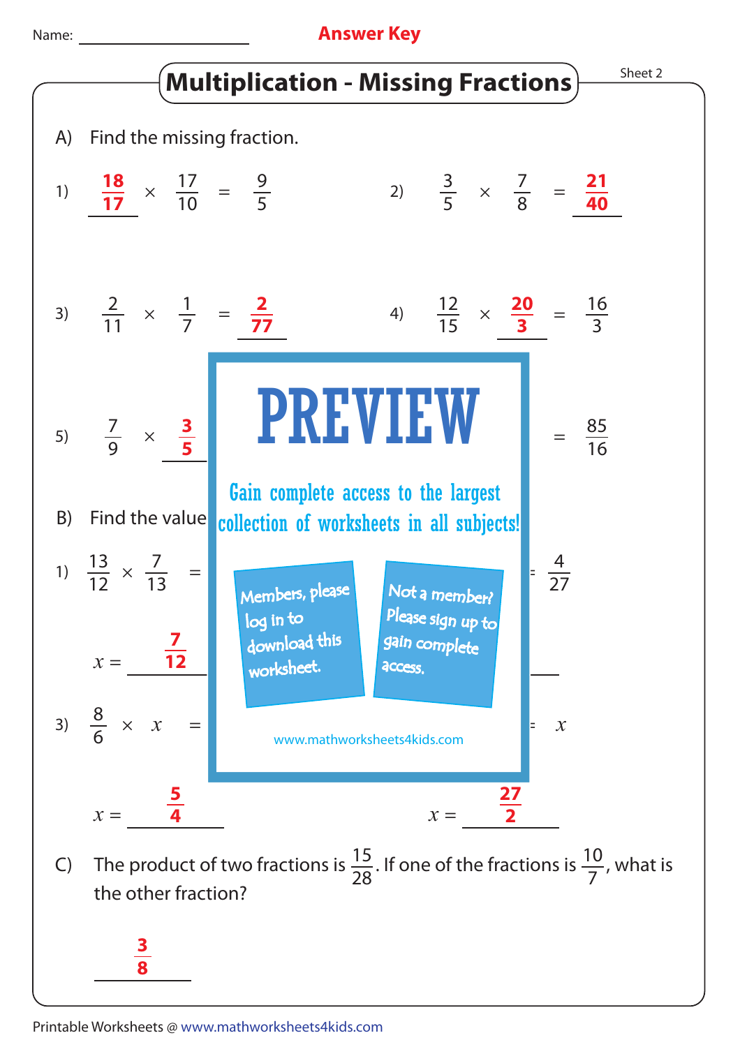Name: ____________ **Answer Key**

# Multiplication - Missing Fractions

Sheet 2

A) Find the missing fraction.

1) $\frac{18}{17} \times \frac{17}{10} = \frac{9}{5}$

2) $\frac{3}{5} \times \frac{7}{8} = \frac{21}{40}$

3) $\frac{2}{11} \times \frac{1}{7} = \frac{2}{77}$

4) $\frac{12}{15} \times \frac{20}{3} = \frac{16}{3}$

5) $\frac{7}{9} \times \frac{3}{5}$ ... $= \frac{85}{16}$

PREVIEW

Gain complete access to the largest collection of worksheets in all subjects!

Members, please log in to download this worksheet.

Not a member? Please sign up to gain complete access.

www.mathworksheets4kids.com

B) Find the value

1) $\frac{13}{12} \times \frac{7}{13} =$ ... $= \frac{4}{27}$

$x = \frac{7}{12}$

3) $\frac{8}{6} \times x =$ ... $= x$

$x = \frac{5}{4}$

$x = \frac{27}{2}$

C) The product of two fractions is $\frac{15}{28}$. If one of the fractions is $\frac{10}{7}$, what is the other fraction?

$\frac{3}{8}$